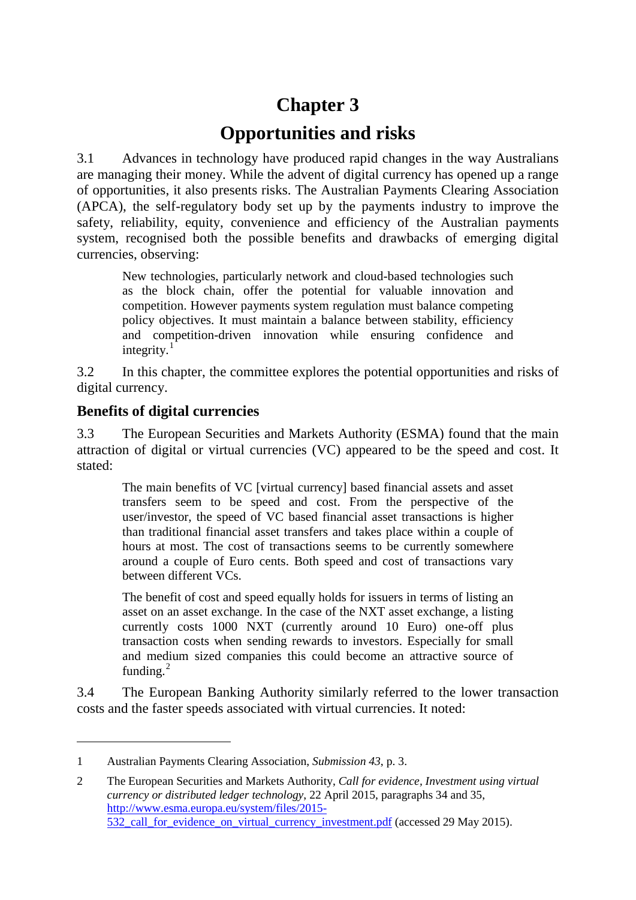# Chapter 3

# Opportunities and risks

3.1 Advances in technology have produced rapid changes in the way Australians are managing their money. While the advent of digital currency has opened up a range of opportunities, it also presents risks. The Australian Payments Clearing Association (APCA), the self-regulatory body set up by the payments industry to improve the safety, reliability, equity, convenience and efficiency of the Australian payments system, recognised both the possible benefits and drawbacks of emerging digital currencies, observing:

> New technologies, particularly network and cloud-based technologies such as the block chain, offer the potential for valuable innovation and competition. However payments system regulation must balance competing policy objectives. It must maintain a balance between stability, efficiency and competition-driven innovation while ensuring confidence and integrity.[1]

3.2 In this chapter, the committee explores the potential opportunities and risks of digital currency.

## Benefits of digital currencies

3.3 The European Securities and Markets Authority (ESMA) found that the main attraction of digital or virtual currencies (VC) appeared to be the speed and cost. It stated:

> The main benefits of VC [virtual currency] based financial assets and asset transfers seem to be speed and cost. From the perspective of the user/investor, the speed of VC based financial asset transactions is higher than traditional financial asset transfers and takes place within a couple of hours at most. The cost of transactions seems to be currently somewhere around a couple of Euro cents. Both speed and cost of transactions vary between different VCs.
>
> The benefit of cost and speed equally holds for issuers in terms of listing an asset on an asset exchange. In the case of the NXT asset exchange, a listing currently costs 1000 NXT (currently around 10 Euro) one-off plus transaction costs when sending rewards to investors. Especially for small and medium sized companies this could become an attractive source of funding.[2]

3.4 The European Banking Authority similarly referred to the lower transaction costs and the faster speeds associated with virtual currencies. It noted:

---

1 Australian Payments Clearing Association, *Submission 43*, p. 3.

2 The European Securities and Markets Authority, *Call for evidence, Investment using virtual currency or distributed ledger technology*, 22 April 2015, paragraphs 34 and 35, http://www.esma.europa.eu/system/files/2015-532_call_for_evidence_on_virtual_currency_investment.pdf (accessed 29 May 2015).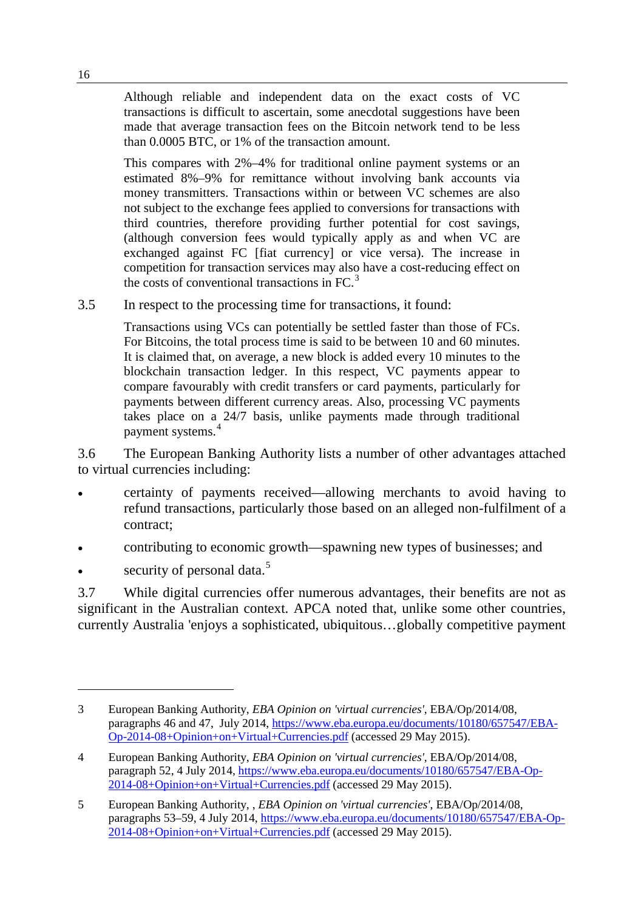> Although reliable and independent data on the exact costs of VC transactions is difficult to ascertain, some anecdotal suggestions have been made that average transaction fees on the Bitcoin network tend to be less than 0.0005 BTC, or 1% of the transaction amount.
>
> This compares with 2%–4% for traditional online payment systems or an estimated 8%–9% for remittance without involving bank accounts via money transmitters. Transactions within or between VC schemes are also not subject to the exchange fees applied to conversions for transactions with third countries, therefore providing further potential for cost savings, (although conversion fees would typically apply as and when VC are exchanged against FC [fiat currency] or vice versa). The increase in competition for transaction services may also have a cost-reducing effect on the costs of conventional transactions in FC.[3]

3.5 In respect to the processing time for transactions, it found:

> Transactions using VCs can potentially be settled faster than those of FCs. For Bitcoins, the total process time is said to be between 10 and 60 minutes. It is claimed that, on average, a new block is added every 10 minutes to the blockchain transaction ledger. In this respect, VC payments appear to compare favourably with credit transfers or card payments, particularly for payments between different currency areas. Also, processing VC payments takes place on a 24/7 basis, unlike payments made through traditional payment systems.[4]

3.6 The European Banking Authority lists a number of other advantages attached to virtual currencies including:

- certainty of payments received—allowing merchants to avoid having to refund transactions, particularly those based on an alleged non-fulfilment of a contract;
- contributing to economic growth—spawning new types of businesses; and
- security of personal data.[5]

3.7 While digital currencies offer numerous advantages, their benefits are not as significant in the Australian context. APCA noted that, unlike some other countries, currently Australia 'enjoys a sophisticated, ubiquitous…globally competitive payment

---

3 European Banking Authority, *EBA Opinion on 'virtual currencies'*, EBA/Op/2014/08, paragraphs 46 and 47, July 2014, https://www.eba.europa.eu/documents/10180/657547/EBA-Op-2014-08+Opinion+on+Virtual+Currencies.pdf (accessed 29 May 2015).

4 European Banking Authority, *EBA Opinion on 'virtual currencies'*, EBA/Op/2014/08, paragraph 52, 4 July 2014, https://www.eba.europa.eu/documents/10180/657547/EBA-Op-2014-08+Opinion+on+Virtual+Currencies.pdf (accessed 29 May 2015).

5 European Banking Authority, , *EBA Opinion on 'virtual currencies'*, EBA/Op/2014/08, paragraphs 53–59, 4 July 2014, https://www.eba.europa.eu/documents/10180/657547/EBA-Op-2014-08+Opinion+on+Virtual+Currencies.pdf (accessed 29 May 2015).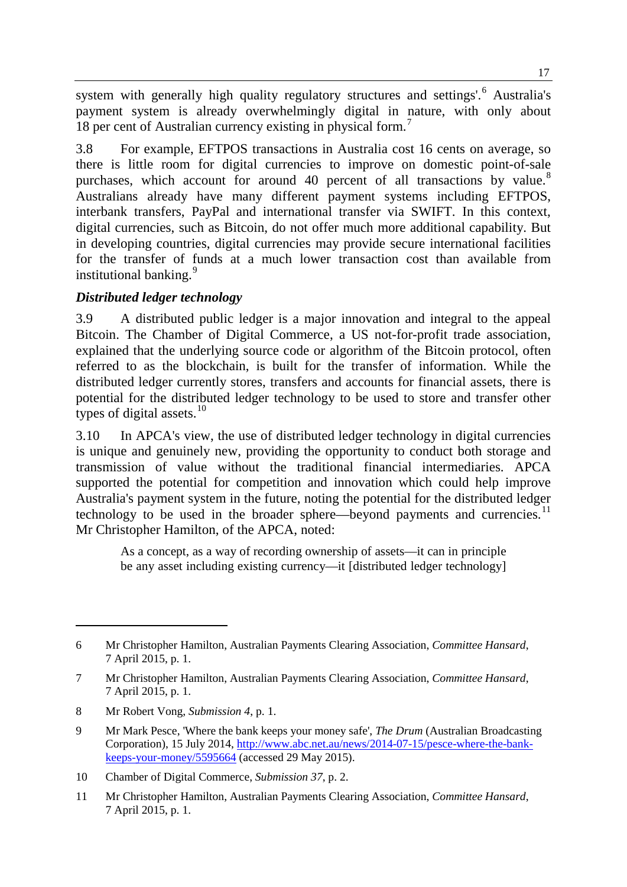system with generally high quality regulatory structures and settings'.[6] Australia's payment system is already overwhelmingly digital in nature, with only about 18 per cent of Australian currency existing in physical form.[7]

3.8 For example, EFTPOS transactions in Australia cost 16 cents on average, so there is little room for digital currencies to improve on domestic point-of-sale purchases, which account for around 40 percent of all transactions by value.[8] Australians already have many different payment systems including EFTPOS, interbank transfers, PayPal and international transfer via SWIFT. In this context, digital currencies, such as Bitcoin, do not offer much more additional capability. But in developing countries, digital currencies may provide secure international facilities for the transfer of funds at a much lower transaction cost than available from institutional banking.[9]

### *Distributed ledger technology*

3.9 A distributed public ledger is a major innovation and integral to the appeal Bitcoin. The Chamber of Digital Commerce, a US not-for-profit trade association, explained that the underlying source code or algorithm of the Bitcoin protocol, often referred to as the blockchain, is built for the transfer of information. While the distributed ledger currently stores, transfers and accounts for financial assets, there is potential for the distributed ledger technology to be used to store and transfer other types of digital assets.[10]

3.10 In APCA's view, the use of distributed ledger technology in digital currencies is unique and genuinely new, providing the opportunity to conduct both storage and transmission of value without the traditional financial intermediaries. APCA supported the potential for competition and innovation which could help improve Australia's payment system in the future, noting the potential for the distributed ledger technology to be used in the broader sphere—beyond payments and currencies.[11] Mr Christopher Hamilton, of the APCA, noted:

> As a concept, as a way of recording ownership of assets—it can in principle be any asset including existing currency—it [distributed ledger technology]

---

6 Mr Christopher Hamilton, Australian Payments Clearing Association, *Committee Hansard*, 7 April 2015, p. 1.

7 Mr Christopher Hamilton, Australian Payments Clearing Association, *Committee Hansard*, 7 April 2015, p. 1.

8 Mr Robert Vong, *Submission 4*, p. 1.

9 Mr Mark Pesce, 'Where the bank keeps your money safe', *The Drum* (Australian Broadcasting Corporation), 15 July 2014, http://www.abc.net.au/news/2014-07-15/pesce-where-the-bank-keeps-your-money/5595664 (accessed 29 May 2015).

10 Chamber of Digital Commerce, *Submission 37*, p. 2.

11 Mr Christopher Hamilton, Australian Payments Clearing Association, *Committee Hansard*, 7 April 2015, p. 1.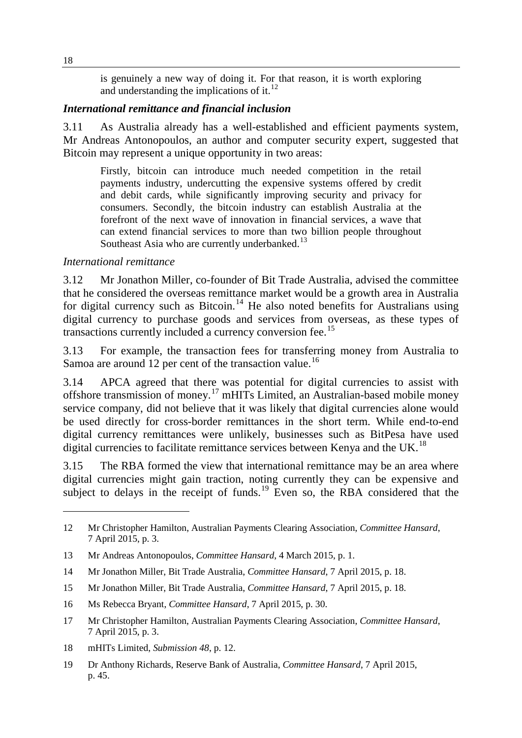> is genuinely a new way of doing it. For that reason, it is worth exploring and understanding the implications of it.[12]

### *International remittance and financial inclusion*

3.11 As Australia already has a well-established and efficient payments system, Mr Andreas Antonopoulos, an author and computer security expert, suggested that Bitcoin may represent a unique opportunity in two areas:

> Firstly, bitcoin can introduce much needed competition in the retail payments industry, undercutting the expensive systems offered by credit and debit cards, while significantly improving security and privacy for consumers. Secondly, the bitcoin industry can establish Australia at the forefront of the next wave of innovation in financial services, a wave that can extend financial services to more than two billion people throughout Southeast Asia who are currently underbanked.[13]

*International remittance*

3.12 Mr Jonathon Miller, co-founder of Bit Trade Australia, advised the committee that he considered the overseas remittance market would be a growth area in Australia for digital currency such as Bitcoin.[14] He also noted benefits for Australians using digital currency to purchase goods and services from overseas, as these types of transactions currently included a currency conversion fee.[15]

3.13 For example, the transaction fees for transferring money from Australia to Samoa are around 12 per cent of the transaction value.[16]

3.14 APCA agreed that there was potential for digital currencies to assist with offshore transmission of money.[17] mHITs Limited, an Australian-based mobile money service company, did not believe that it was likely that digital currencies alone would be used directly for cross-border remittances in the short term. While end-to-end digital currency remittances were unlikely, businesses such as BitPesa have used digital currencies to facilitate remittance services between Kenya and the UK.[18]

3.15 The RBA formed the view that international remittance may be an area where digital currencies might gain traction, noting currently they can be expensive and subject to delays in the receipt of funds.[19] Even so, the RBA considered that the

---

12 Mr Christopher Hamilton, Australian Payments Clearing Association, *Committee Hansard*, 7 April 2015, p. 3.

13 Mr Andreas Antonopoulos, *Committee Hansard*, 4 March 2015, p. 1.

14 Mr Jonathon Miller, Bit Trade Australia, *Committee Hansard*, 7 April 2015, p. 18.

15 Mr Jonathon Miller, Bit Trade Australia, *Committee Hansard*, 7 April 2015, p. 18.

16 Ms Rebecca Bryant, *Committee Hansard*, 7 April 2015, p. 30.

17 Mr Christopher Hamilton, Australian Payments Clearing Association, *Committee Hansard*, 7 April 2015, p. 3.

18 mHITs Limited, *Submission 48*, p. 12.

19 Dr Anthony Richards, Reserve Bank of Australia, *Committee Hansard*, 7 April 2015, p. 45.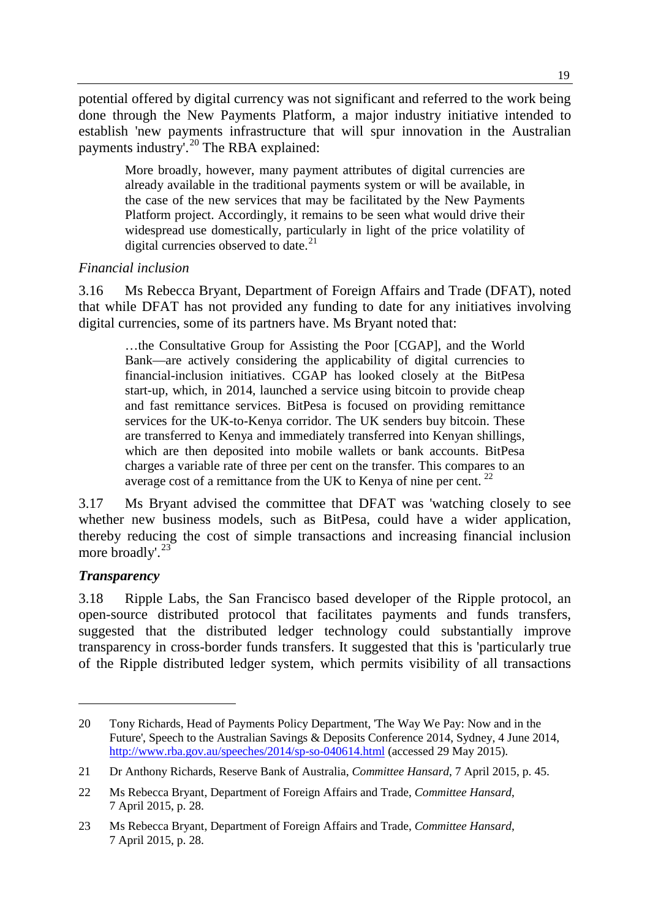potential offered by digital currency was not significant and referred to the work being done through the New Payments Platform, a major industry initiative intended to establish 'new payments infrastructure that will spur innovation in the Australian payments industry'.[20] The RBA explained:

> More broadly, however, many payment attributes of digital currencies are already available in the traditional payments system or will be available, in the case of the new services that may be facilitated by the New Payments Platform project. Accordingly, it remains to be seen what would drive their widespread use domestically, particularly in light of the price volatility of digital currencies observed to date.[21]

*Financial inclusion*

3.16 Ms Rebecca Bryant, Department of Foreign Affairs and Trade (DFAT), noted that while DFAT has not provided any funding to date for any initiatives involving digital currencies, some of its partners have. Ms Bryant noted that:

> …the Consultative Group for Assisting the Poor [CGAP], and the World Bank—are actively considering the applicability of digital currencies to financial-inclusion initiatives. CGAP has looked closely at the BitPesa start-up, which, in 2014, launched a service using bitcoin to provide cheap and fast remittance services. BitPesa is focused on providing remittance services for the UK-to-Kenya corridor. The UK senders buy bitcoin. These are transferred to Kenya and immediately transferred into Kenyan shillings, which are then deposited into mobile wallets or bank accounts. BitPesa charges a variable rate of three per cent on the transfer. This compares to an average cost of a remittance from the UK to Kenya of nine per cent.[22]

3.17 Ms Bryant advised the committee that DFAT was 'watching closely to see whether new business models, such as BitPesa, could have a wider application, thereby reducing the cost of simple transactions and increasing financial inclusion more broadly'.[23]

***Transparency***

3.18 Ripple Labs, the San Francisco based developer of the Ripple protocol, an open-source distributed protocol that facilitates payments and funds transfers, suggested that the distributed ledger technology could substantially improve transparency in cross-border funds transfers. It suggested that this is 'particularly true of the Ripple distributed ledger system, which permits visibility of all transactions

---

20 Tony Richards, Head of Payments Policy Department, 'The Way We Pay: Now and in the Future', Speech to the Australian Savings & Deposits Conference 2014, Sydney, 4 June 2014, http://www.rba.gov.au/speeches/2014/sp-so-040614.html (accessed 29 May 2015).

21 Dr Anthony Richards, Reserve Bank of Australia, *Committee Hansard*, 7 April 2015, p. 45.

22 Ms Rebecca Bryant, Department of Foreign Affairs and Trade, *Committee Hansard*, 7 April 2015, p. 28.

23 Ms Rebecca Bryant, Department of Foreign Affairs and Trade, *Committee Hansard*, 7 April 2015, p. 28.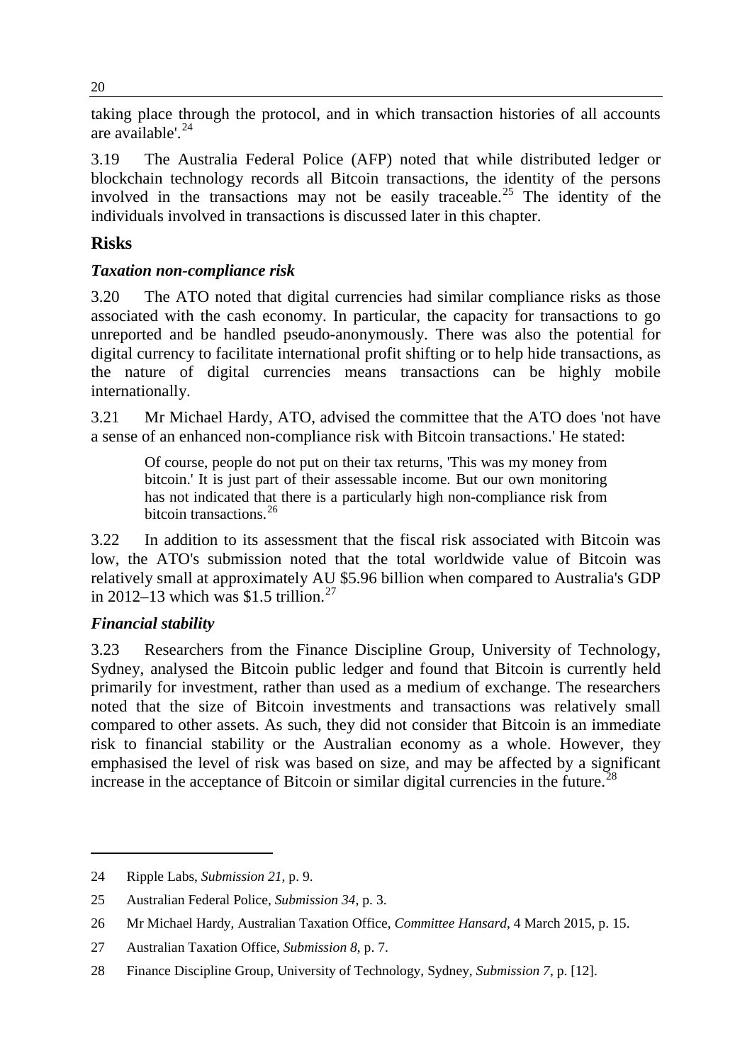taking place through the protocol, and in which transaction histories of all accounts are available'.[24]

3.19 The Australia Federal Police (AFP) noted that while distributed ledger or blockchain technology records all Bitcoin transactions, the identity of the persons involved in the transactions may not be easily traceable.[25] The identity of the individuals involved in transactions is discussed later in this chapter.

## Risks

### *Taxation non-compliance risk*

3.20 The ATO noted that digital currencies had similar compliance risks as those associated with the cash economy. In particular, the capacity for transactions to go unreported and be handled pseudo-anonymously. There was also the potential for digital currency to facilitate international profit shifting or to help hide transactions, as the nature of digital currencies means transactions can be highly mobile internationally.

3.21 Mr Michael Hardy, ATO, advised the committee that the ATO does 'not have a sense of an enhanced non-compliance risk with Bitcoin transactions.' He stated:

> Of course, people do not put on their tax returns, 'This was my money from bitcoin.' It is just part of their assessable income. But our own monitoring has not indicated that there is a particularly high non-compliance risk from bitcoin transactions.[26]

3.22 In addition to its assessment that the fiscal risk associated with Bitcoin was low, the ATO's submission noted that the total worldwide value of Bitcoin was relatively small at approximately AU $5.96 billion when compared to Australia's GDP in 2012–13 which was $1.5 trillion.[27]

### *Financial stability*

3.23 Researchers from the Finance Discipline Group, University of Technology, Sydney, analysed the Bitcoin public ledger and found that Bitcoin is currently held primarily for investment, rather than used as a medium of exchange. The researchers noted that the size of Bitcoin investments and transactions was relatively small compared to other assets. As such, they did not consider that Bitcoin is an immediate risk to financial stability or the Australian economy as a whole. However, they emphasised the level of risk was based on size, and may be affected by a significant increase in the acceptance of Bitcoin or similar digital currencies in the future.[28]

---

24 Ripple Labs, *Submission 21*, p. 9.

25 Australian Federal Police, *Submission 34*, p. 3.

26 Mr Michael Hardy, Australian Taxation Office, *Committee Hansard*, 4 March 2015, p. 15.

27 Australian Taxation Office, *Submission 8*, p. 7.

28 Finance Discipline Group, University of Technology, Sydney, *Submission 7*, p. [12].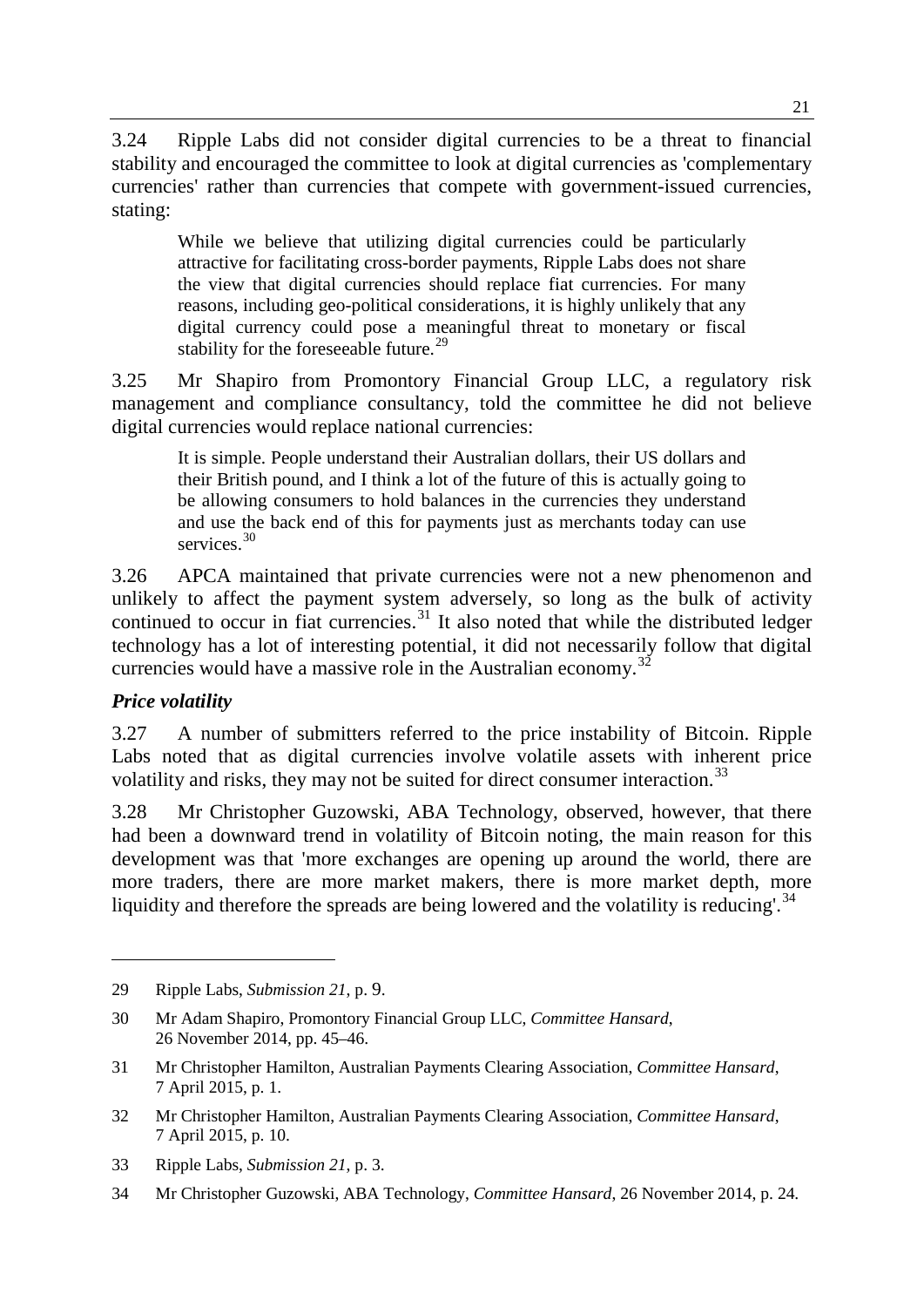3.24 Ripple Labs did not consider digital currencies to be a threat to financial stability and encouraged the committee to look at digital currencies as 'complementary currencies' rather than currencies that compete with government-issued currencies, stating:

> While we believe that utilizing digital currencies could be particularly attractive for facilitating cross-border payments, Ripple Labs does not share the view that digital currencies should replace fiat currencies. For many reasons, including geo-political considerations, it is highly unlikely that any digital currency could pose a meaningful threat to monetary or fiscal stability for the foreseeable future.[29]

3.25 Mr Shapiro from Promontory Financial Group LLC, a regulatory risk management and compliance consultancy, told the committee he did not believe digital currencies would replace national currencies:

> It is simple. People understand their Australian dollars, their US dollars and their British pound, and I think a lot of the future of this is actually going to be allowing consumers to hold balances in the currencies they understand and use the back end of this for payments just as merchants today can use services.[30]

3.26 APCA maintained that private currencies were not a new phenomenon and unlikely to affect the payment system adversely, so long as the bulk of activity continued to occur in fiat currencies.[31] It also noted that while the distributed ledger technology has a lot of interesting potential, it did not necessarily follow that digital currencies would have a massive role in the Australian economy.[32]

### *Price volatility*

3.27 A number of submitters referred to the price instability of Bitcoin. Ripple Labs noted that as digital currencies involve volatile assets with inherent price volatility and risks, they may not be suited for direct consumer interaction.[33]

3.28 Mr Christopher Guzowski, ABA Technology, observed, however, that there had been a downward trend in volatility of Bitcoin noting, the main reason for this development was that 'more exchanges are opening up around the world, there are more traders, there are more market makers, there is more market depth, more liquidity and therefore the spreads are being lowered and the volatility is reducing'.[34]

---

29 Ripple Labs, *Submission 21*, p. 9.

30 Mr Adam Shapiro, Promontory Financial Group LLC, *Committee Hansard*, 26 November 2014, pp. 45–46.

31 Mr Christopher Hamilton, Australian Payments Clearing Association, *Committee Hansard*, 7 April 2015, p. 1.

32 Mr Christopher Hamilton, Australian Payments Clearing Association, *Committee Hansard*, 7 April 2015, p. 10.

33 Ripple Labs, *Submission 21*, p. 3.

34 Mr Christopher Guzowski, ABA Technology, *Committee Hansard*, 26 November 2014, p. 24.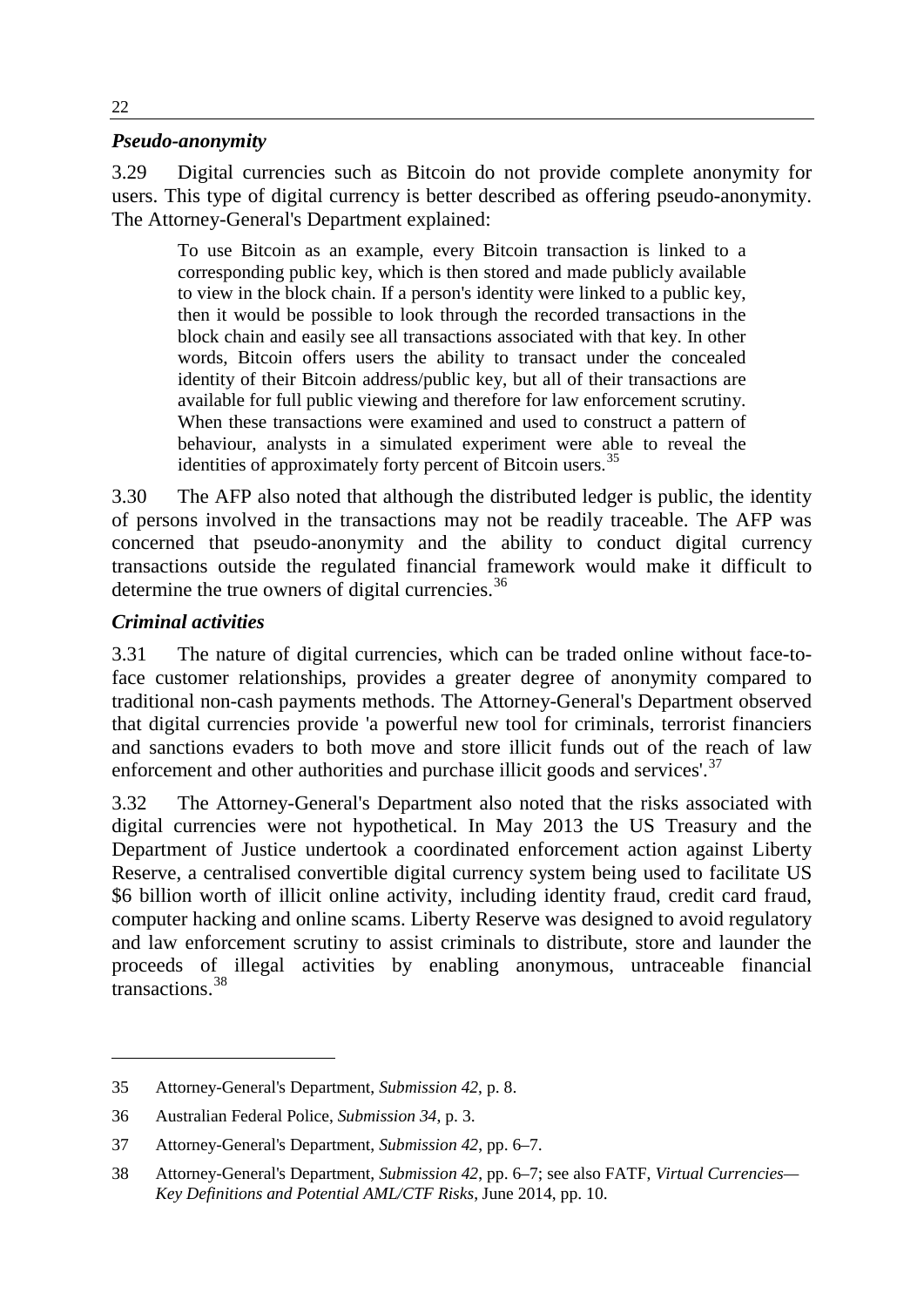### *Pseudo-anonymity*

3.29 Digital currencies such as Bitcoin do not provide complete anonymity for users. This type of digital currency is better described as offering pseudo-anonymity. The Attorney-General's Department explained:

> To use Bitcoin as an example, every Bitcoin transaction is linked to a corresponding public key, which is then stored and made publicly available to view in the block chain. If a person's identity were linked to a public key, then it would be possible to look through the recorded transactions in the block chain and easily see all transactions associated with that key. In other words, Bitcoin offers users the ability to transact under the concealed identity of their Bitcoin address/public key, but all of their transactions are available for full public viewing and therefore for law enforcement scrutiny. When these transactions were examined and used to construct a pattern of behaviour, analysts in a simulated experiment were able to reveal the identities of approximately forty percent of Bitcoin users.[35]

3.30 The AFP also noted that although the distributed ledger is public, the identity of persons involved in the transactions may not be readily traceable. The AFP was concerned that pseudo-anonymity and the ability to conduct digital currency transactions outside the regulated financial framework would make it difficult to determine the true owners of digital currencies.[36]

### *Criminal activities*

3.31 The nature of digital currencies, which can be traded online without face-to-face customer relationships, provides a greater degree of anonymity compared to traditional non-cash payments methods. The Attorney-General's Department observed that digital currencies provide 'a powerful new tool for criminals, terrorist financiers and sanctions evaders to both move and store illicit funds out of the reach of law enforcement and other authorities and purchase illicit goods and services'.[37]

3.32 The Attorney-General's Department also noted that the risks associated with digital currencies were not hypothetical. In May 2013 the US Treasury and the Department of Justice undertook a coordinated enforcement action against Liberty Reserve, a centralised convertible digital currency system being used to facilitate US \$6 billion worth of illicit online activity, including identity fraud, credit card fraud, computer hacking and online scams. Liberty Reserve was designed to avoid regulatory and law enforcement scrutiny to assist criminals to distribute, store and launder the proceeds of illegal activities by enabling anonymous, untraceable financial transactions.[38]

---

35 Attorney-General's Department, *Submission 42*, p. 8.

36 Australian Federal Police, *Submission 34*, p. 3.

37 Attorney-General's Department, *Submission 42*, pp. 6–7.

38 Attorney-General's Department, *Submission 42*, pp. 6–7; see also FATF, *Virtual Currencies—Key Definitions and Potential AML/CTF Risks*, June 2014, pp. 10.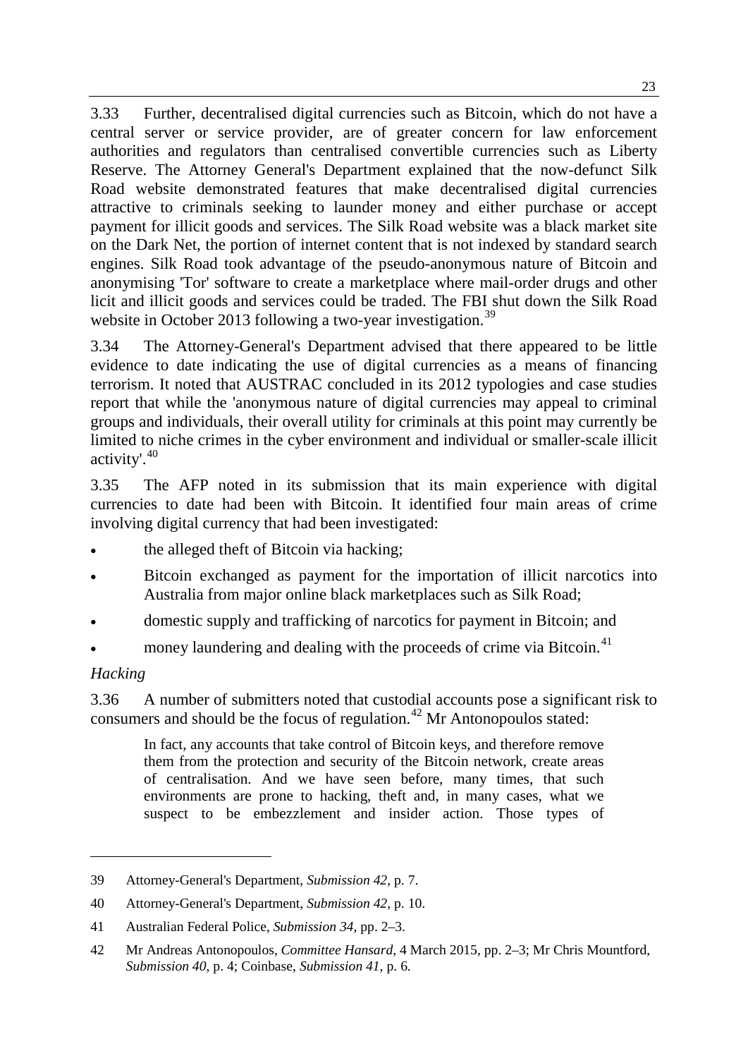3.33 Further, decentralised digital currencies such as Bitcoin, which do not have a central server or service provider, are of greater concern for law enforcement authorities and regulators than centralised convertible currencies such as Liberty Reserve. The Attorney General's Department explained that the now-defunct Silk Road website demonstrated features that make decentralised digital currencies attractive to criminals seeking to launder money and either purchase or accept payment for illicit goods and services. The Silk Road website was a black market site on the Dark Net, the portion of internet content that is not indexed by standard search engines. Silk Road took advantage of the pseudo-anonymous nature of Bitcoin and anonymising 'Tor' software to create a marketplace where mail-order drugs and other licit and illicit goods and services could be traded. The FBI shut down the Silk Road website in October 2013 following a two-year investigation.[39]

3.34 The Attorney-General's Department advised that there appeared to be little evidence to date indicating the use of digital currencies as a means of financing terrorism. It noted that AUSTRAC concluded in its 2012 typologies and case studies report that while the 'anonymous nature of digital currencies may appeal to criminal groups and individuals, their overall utility for criminals at this point may currently be limited to niche crimes in the cyber environment and individual or smaller-scale illicit activity'.[40]

3.35 The AFP noted in its submission that its main experience with digital currencies to date had been with Bitcoin. It identified four main areas of crime involving digital currency that had been investigated:

- the alleged theft of Bitcoin via hacking;
- Bitcoin exchanged as payment for the importation of illicit narcotics into Australia from major online black marketplaces such as Silk Road;
- domestic supply and trafficking of narcotics for payment in Bitcoin; and
- money laundering and dealing with the proceeds of crime via Bitcoin.[41]

*Hacking*

3.36 A number of submitters noted that custodial accounts pose a significant risk to consumers and should be the focus of regulation.[42] Mr Antonopoulos stated:

> In fact, any accounts that take control of Bitcoin keys, and therefore remove them from the protection and security of the Bitcoin network, create areas of centralisation. And we have seen before, many times, that such environments are prone to hacking, theft and, in many cases, what we suspect to be embezzlement and insider action. Those types of

---

39 Attorney-General's Department, *Submission 42*, p. 7.

40 Attorney-General's Department, *Submission 42*, p. 10.

41 Australian Federal Police, *Submission 34*, pp. 2–3.

42 Mr Andreas Antonopoulos, *Committee Hansard*, 4 March 2015, pp. 2–3; Mr Chris Mountford, *Submission 40*, p. 4; Coinbase, *Submission 41*, p. 6.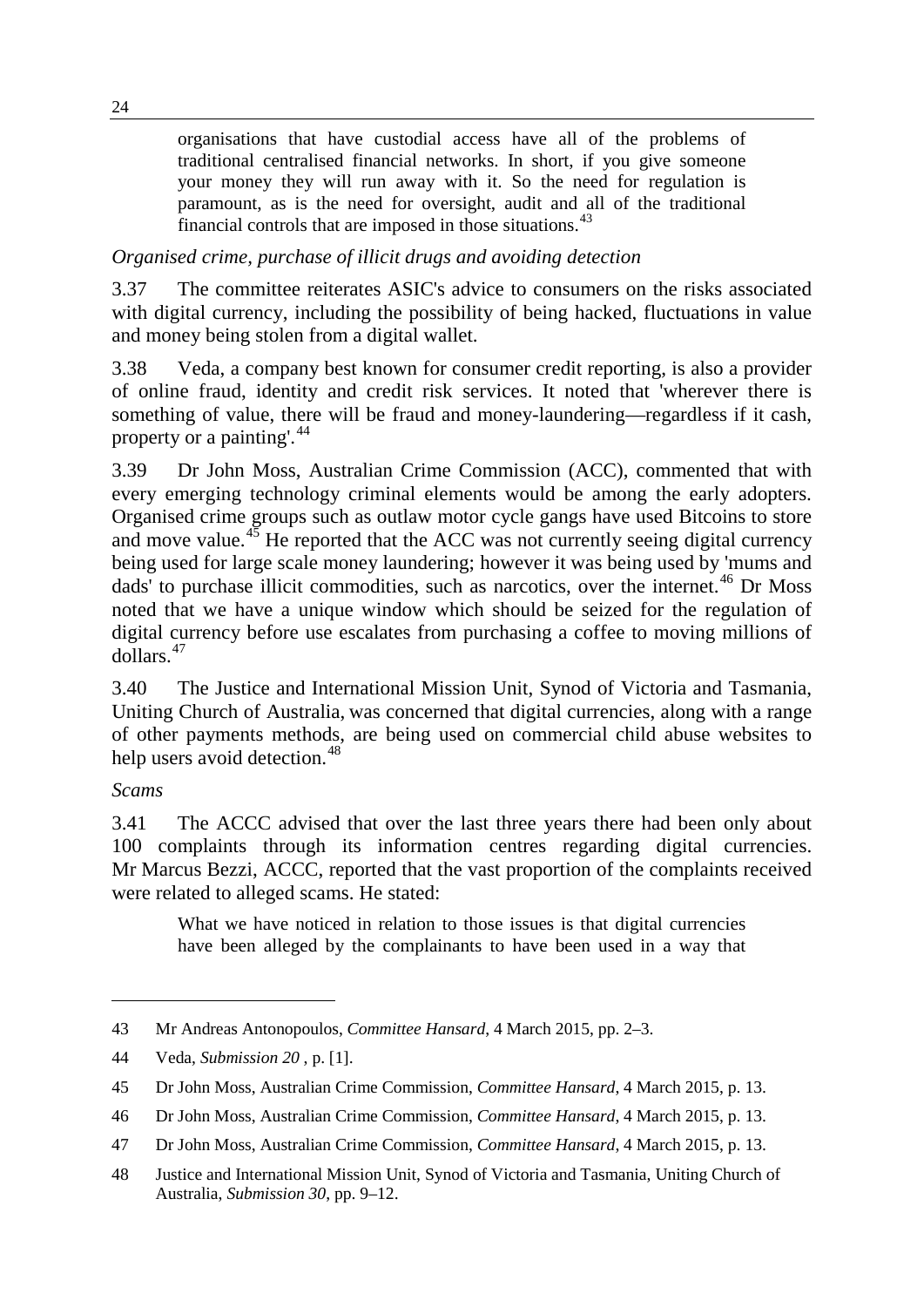> organisations that have custodial access have all of the problems of traditional centralised financial networks. In short, if you give someone your money they will run away with it. So the need for regulation is paramount, as is the need for oversight, audit and all of the traditional financial controls that are imposed in those situations.[43]

*Organised crime, purchase of illicit drugs and avoiding detection*

3.37 The committee reiterates ASIC's advice to consumers on the risks associated with digital currency, including the possibility of being hacked, fluctuations in value and money being stolen from a digital wallet.

3.38 Veda, a company best known for consumer credit reporting, is also a provider of online fraud, identity and credit risk services. It noted that 'wherever there is something of value, there will be fraud and money-laundering—regardless if it cash, property or a painting'.[44]

3.39 Dr John Moss, Australian Crime Commission (ACC), commented that with every emerging technology criminal elements would be among the early adopters. Organised crime groups such as outlaw motor cycle gangs have used Bitcoins to store and move value.[45] He reported that the ACC was not currently seeing digital currency being used for large scale money laundering; however it was being used by 'mums and dads' to purchase illicit commodities, such as narcotics, over the internet.[46] Dr Moss noted that we have a unique window which should be seized for the regulation of digital currency before use escalates from purchasing a coffee to moving millions of dollars.[47]

3.40 The Justice and International Mission Unit, Synod of Victoria and Tasmania, Uniting Church of Australia, was concerned that digital currencies, along with a range of other payments methods, are being used on commercial child abuse websites to help users avoid detection.[48]

*Scams*

3.41 The ACCC advised that over the last three years there had been only about 100 complaints through its information centres regarding digital currencies. Mr Marcus Bezzi, ACCC, reported that the vast proportion of the complaints received were related to alleged scams. He stated:

> What we have noticed in relation to those issues is that digital currencies have been alleged by the complainants to have been used in a way that

---

43 Mr Andreas Antonopoulos, *Committee Hansard*, 4 March 2015, pp. 2–3.

44 Veda, *Submission 20* , p. [1].

45 Dr John Moss, Australian Crime Commission, *Committee Hansard*, 4 March 2015, p. 13.

46 Dr John Moss, Australian Crime Commission, *Committee Hansard*, 4 March 2015, p. 13.

47 Dr John Moss, Australian Crime Commission, *Committee Hansard*, 4 March 2015, p. 13.

48 Justice and International Mission Unit, Synod of Victoria and Tasmania, Uniting Church of Australia, *Submission 30*, pp. 9–12.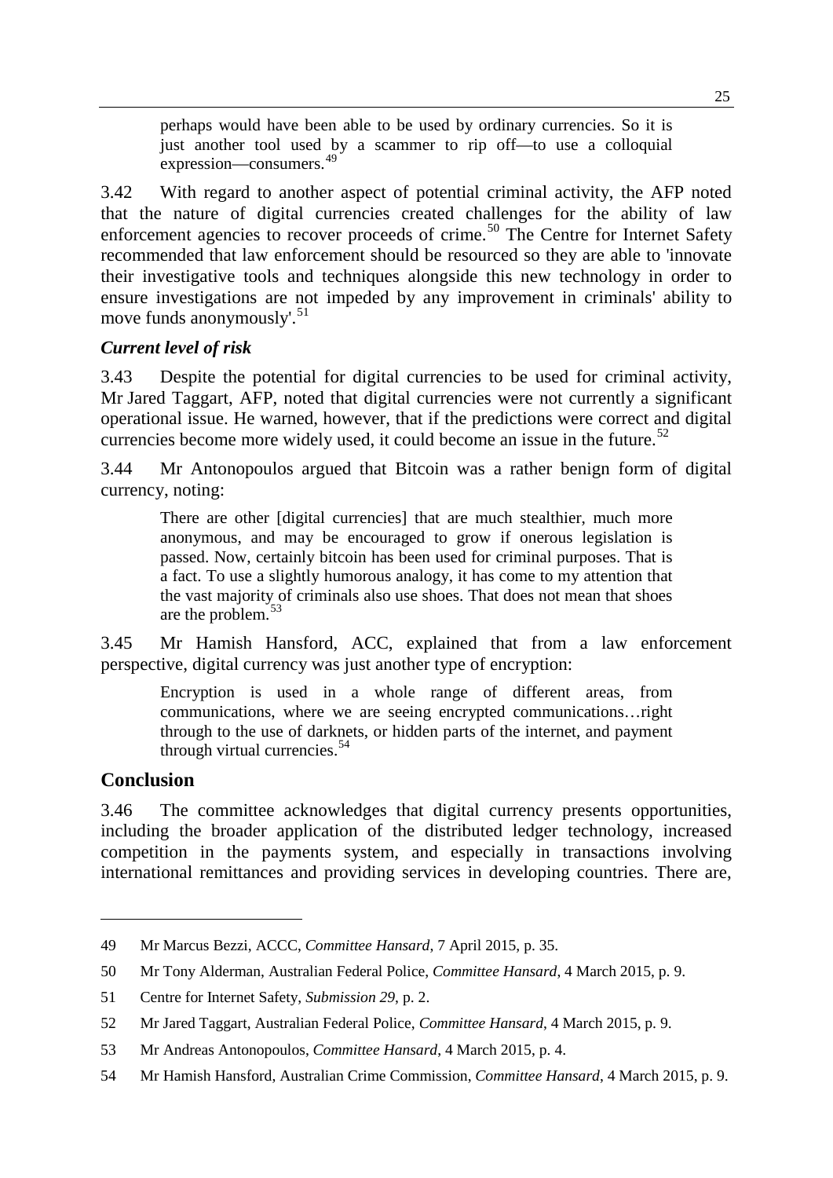> perhaps would have been able to be used by ordinary currencies. So it is just another tool used by a scammer to rip off—to use a colloquial expression—consumers.[49]

3.42 With regard to another aspect of potential criminal activity, the AFP noted that the nature of digital currencies created challenges for the ability of law enforcement agencies to recover proceeds of crime.[50] The Centre for Internet Safety recommended that law enforcement should be resourced so they are able to 'innovate their investigative tools and techniques alongside this new technology in order to ensure investigations are not impeded by any improvement in criminals' ability to move funds anonymously'.[51]

### *Current level of risk*

3.43 Despite the potential for digital currencies to be used for criminal activity, Mr Jared Taggart, AFP, noted that digital currencies were not currently a significant operational issue. He warned, however, that if the predictions were correct and digital currencies become more widely used, it could become an issue in the future.[52]

3.44 Mr Antonopoulos argued that Bitcoin was a rather benign form of digital currency, noting:

> There are other [digital currencies] that are much stealthier, much more anonymous, and may be encouraged to grow if onerous legislation is passed. Now, certainly bitcoin has been used for criminal purposes. That is a fact. To use a slightly humorous analogy, it has come to my attention that the vast majority of criminals also use shoes. That does not mean that shoes are the problem.[53]

3.45 Mr Hamish Hansford, ACC, explained that from a law enforcement perspective, digital currency was just another type of encryption:

> Encryption is used in a whole range of different areas, from communications, where we are seeing encrypted communications…right through to the use of darknets, or hidden parts of the internet, and payment through virtual currencies.[54]

## Conclusion

3.46 The committee acknowledges that digital currency presents opportunities, including the broader application of the distributed ledger technology, increased competition in the payments system, and especially in transactions involving international remittances and providing services in developing countries. There are,

---

49 Mr Marcus Bezzi, ACCC, *Committee Hansard*, 7 April 2015, p. 35.

50 Mr Tony Alderman, Australian Federal Police, *Committee Hansard*, 4 March 2015, p. 9.

51 Centre for Internet Safety, *Submission 29*, p. 2.

52 Mr Jared Taggart, Australian Federal Police, *Committee Hansard*, 4 March 2015, p. 9.

53 Mr Andreas Antonopoulos, *Committee Hansard*, 4 March 2015, p. 4.

54 Mr Hamish Hansford, Australian Crime Commission, *Committee Hansard*, 4 March 2015, p. 9.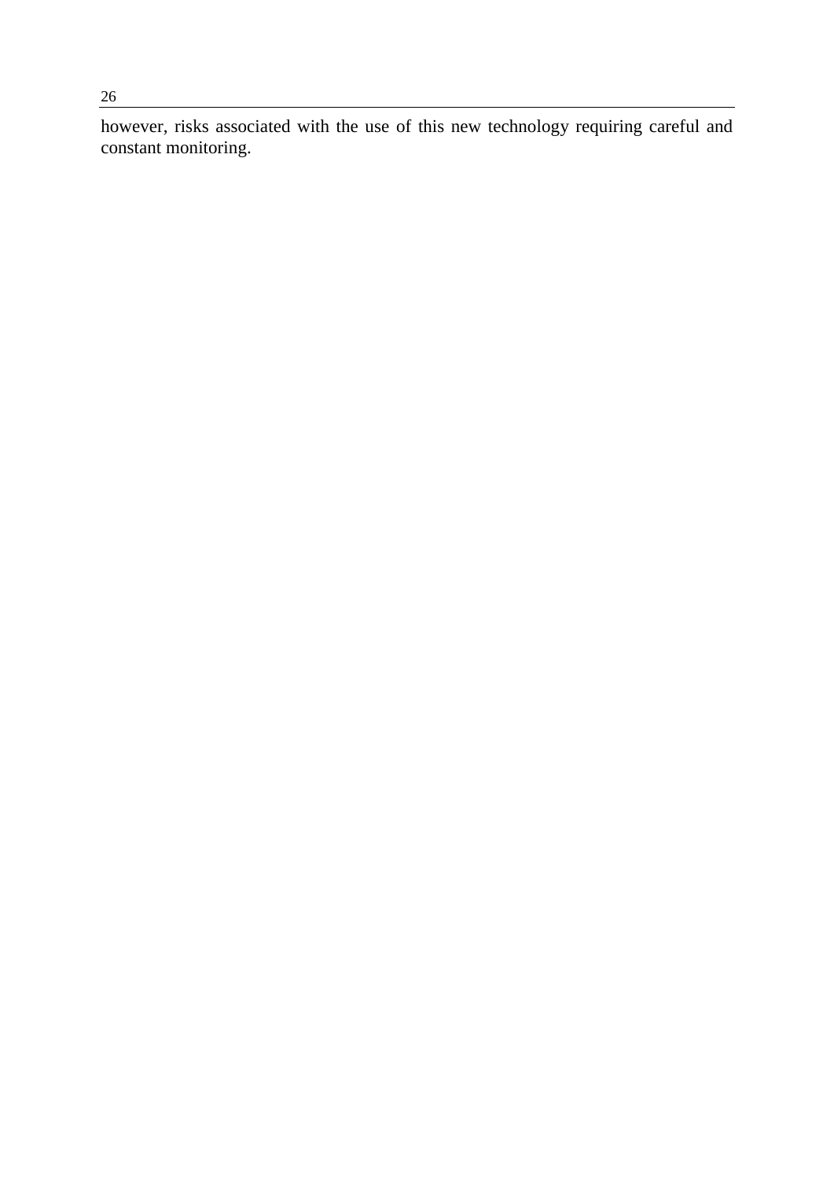however, risks associated with the use of this new technology requiring careful and constant monitoring.